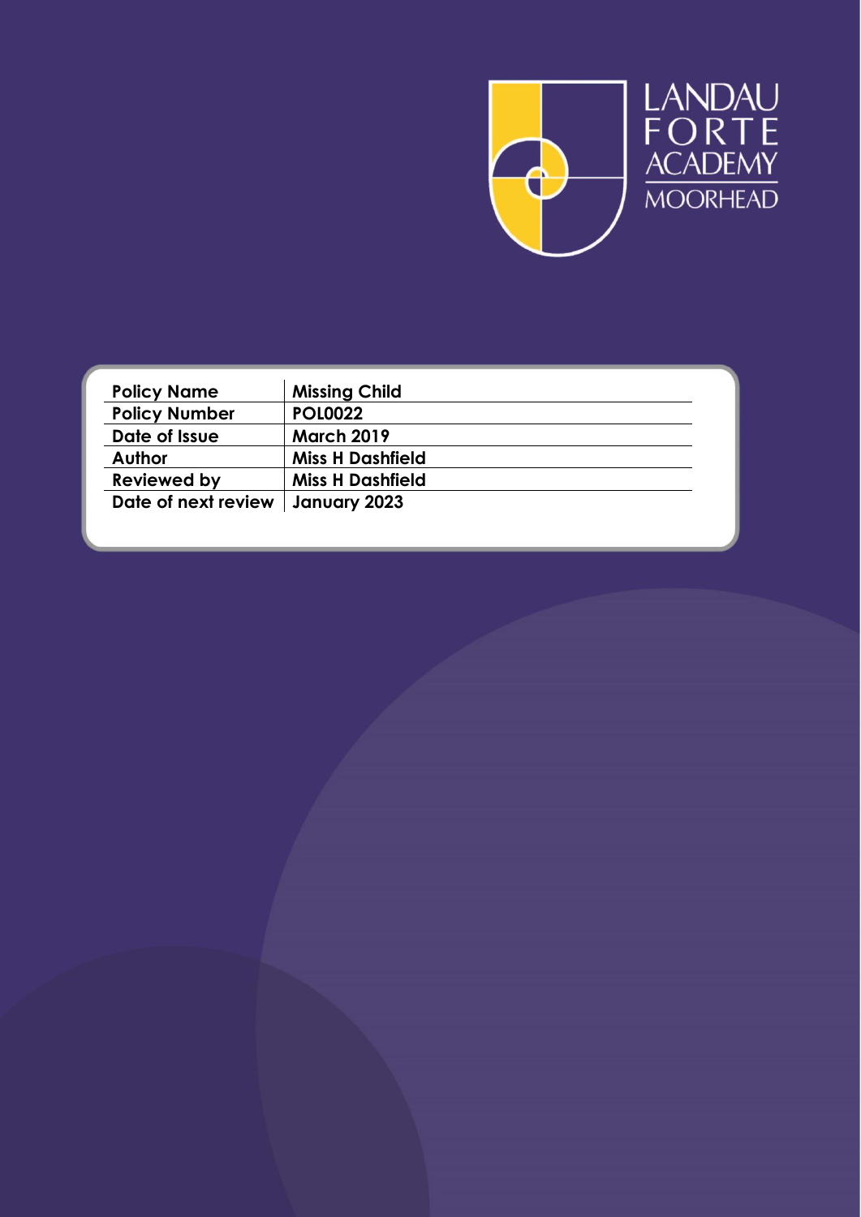LANDAU FORTE ACADEMY MOORHEAD

| | |
|---|---|
| **Policy Name** | **Missing Child** |
| **Policy Number** | **POL0022** |
| **Date of Issue** | **March 2019** |
| **Author** | **Miss H Dashfield** |
| **Reviewed by** | **Miss H Dashfield** |
| **Date of next review** | **January 2023** |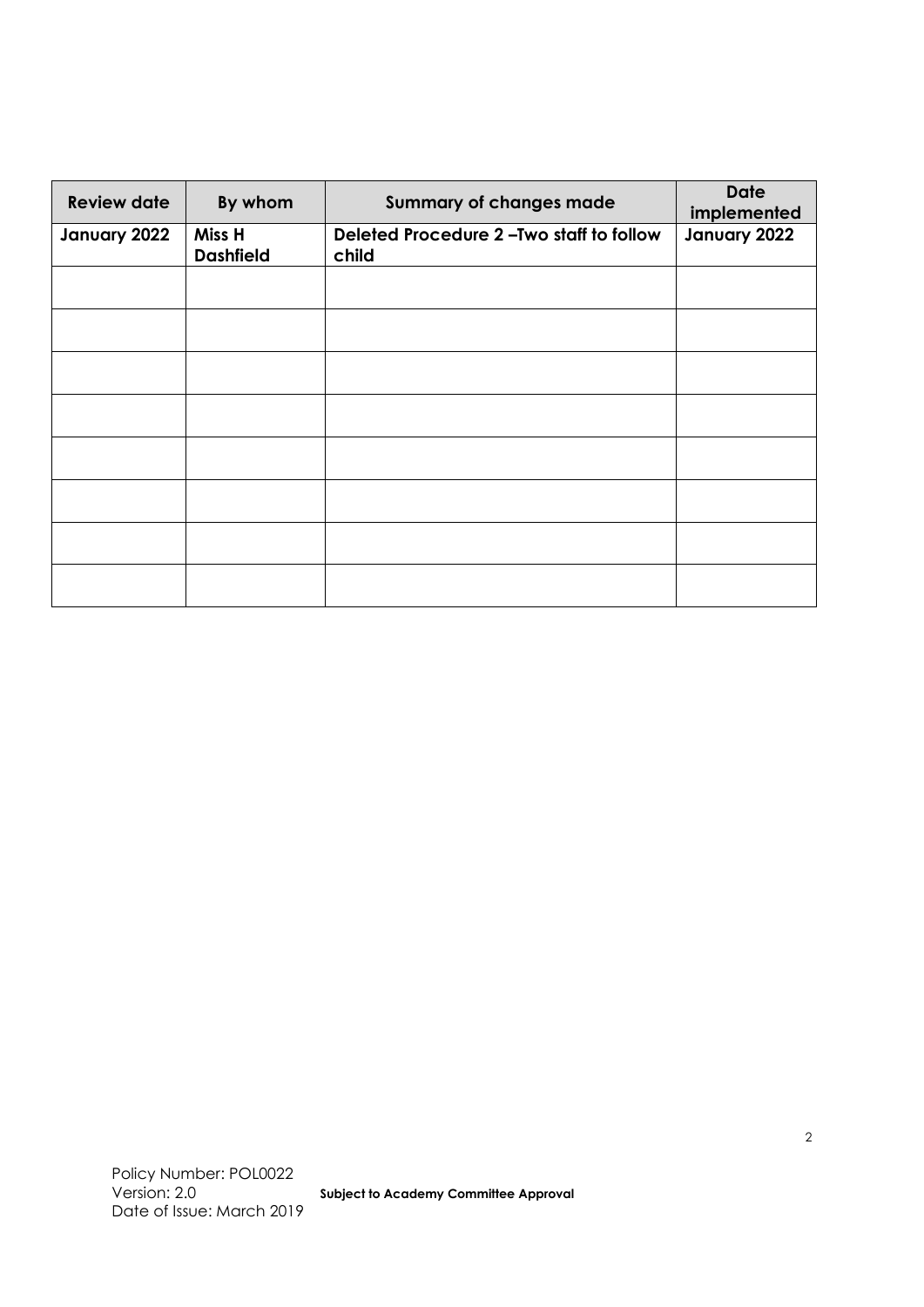| Review date | By whom | Summary of changes made | Date implemented |
|---|---|---|---|
| **January 2022** | **Miss H Dashfield** | **Deleted Procedure 2 –Two staff to follow child** | **January 2022** |
| | | | |
| | | | |
| | | | |
| | | | |
| | | | |
| | | | |
| | | | |
| | | | |

Policy Number: POL0022
Version: 2.0
Date of Issue: March 2019

**Subject to Academy Committee Approval**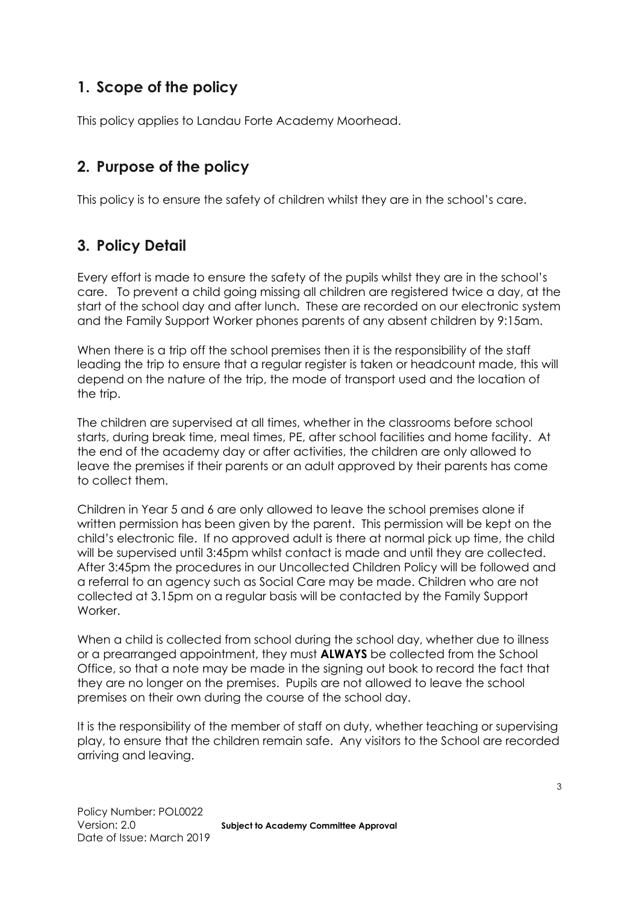## 1. Scope of the policy

This policy applies to Landau Forte Academy Moorhead.

## 2. Purpose of the policy

This policy is to ensure the safety of children whilst they are in the school's care.

## 3. Policy Detail

Every effort is made to ensure the safety of the pupils whilst they are in the school's care. To prevent a child going missing all children are registered twice a day, at the start of the school day and after lunch. These are recorded on our electronic system and the Family Support Worker phones parents of any absent children by 9:15am.

When there is a trip off the school premises then it is the responsibility of the staff leading the trip to ensure that a regular register is taken or headcount made, this will depend on the nature of the trip, the mode of transport used and the location of the trip.

The children are supervised at all times, whether in the classrooms before school starts, during break time, meal times, PE, after school facilities and home facility. At the end of the academy day or after activities, the children are only allowed to leave the premises if their parents or an adult approved by their parents has come to collect them.

Children in Year 5 and 6 are only allowed to leave the school premises alone if written permission has been given by the parent. This permission will be kept on the child's electronic file. If no approved adult is there at normal pick up time, the child will be supervised until 3:45pm whilst contact is made and until they are collected. After 3:45pm the procedures in our Uncollected Children Policy will be followed and a referral to an agency such as Social Care may be made. Children who are not collected at 3.15pm on a regular basis will be contacted by the Family Support Worker.

When a child is collected from school during the school day, whether due to illness or a prearranged appointment, they must **ALWAYS** be collected from the School Office, so that a note may be made in the signing out book to record the fact that they are no longer on the premises. Pupils are not allowed to leave the school premises on their own during the course of the school day.

It is the responsibility of the member of staff on duty, whether teaching or supervising play, to ensure that the children remain safe. Any visitors to the School are recorded arriving and leaving.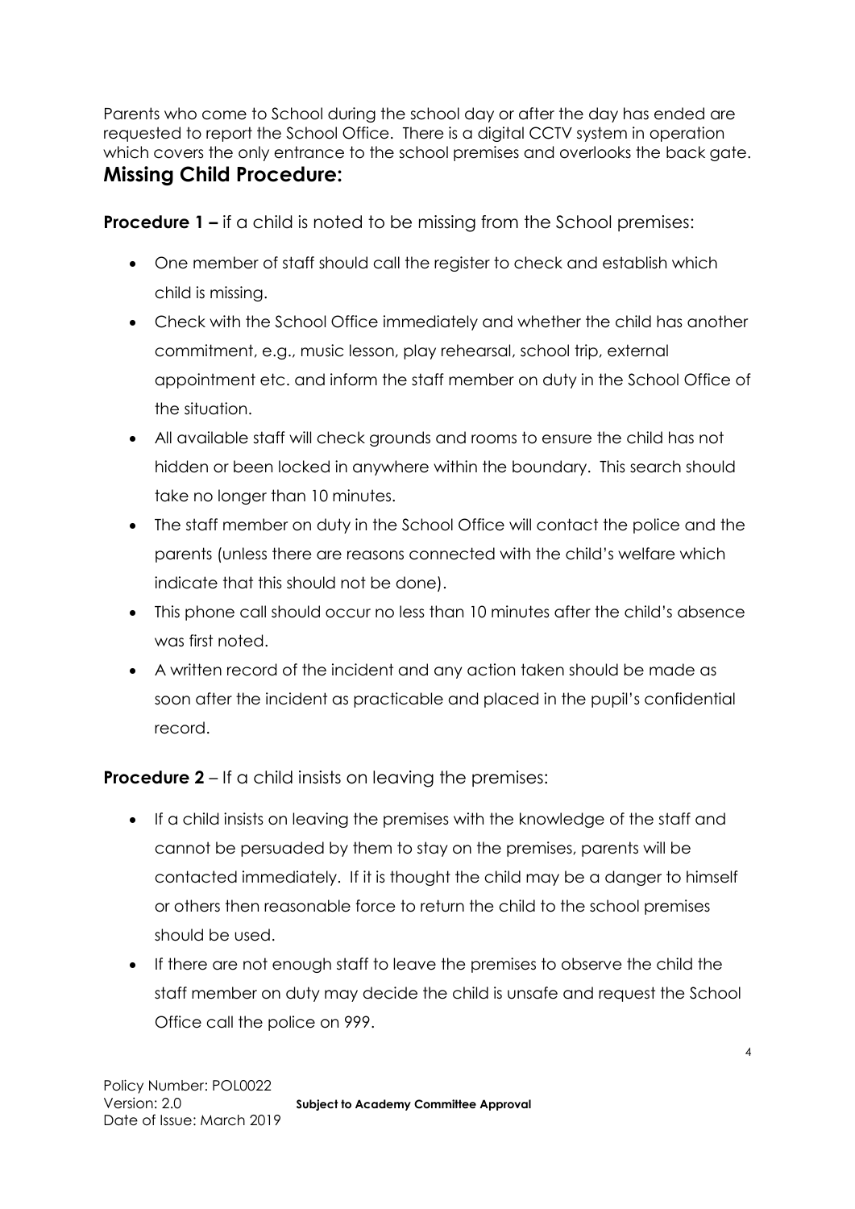Parents who come to School during the school day or after the day has ended are requested to report the School Office. There is a digital CCTV system in operation which covers the only entrance to the school premises and overlooks the back gate.

## Missing Child Procedure:

**Procedure 1 –** if a child is noted to be missing from the School premises:

- One member of staff should call the register to check and establish which child is missing.
- Check with the School Office immediately and whether the child has another commitment, e.g., music lesson, play rehearsal, school trip, external appointment etc. and inform the staff member on duty in the School Office of the situation.
- All available staff will check grounds and rooms to ensure the child has not hidden or been locked in anywhere within the boundary. This search should take no longer than 10 minutes.
- The staff member on duty in the School Office will contact the police and the parents (unless there are reasons connected with the child's welfare which indicate that this should not be done).
- This phone call should occur no less than 10 minutes after the child's absence was first noted.
- A written record of the incident and any action taken should be made as soon after the incident as practicable and placed in the pupil's confidential record.

**Procedure 2** – If a child insists on leaving the premises:

- If a child insists on leaving the premises with the knowledge of the staff and cannot be persuaded by them to stay on the premises, parents will be contacted immediately. If it is thought the child may be a danger to himself or others then reasonable force to return the child to the school premises should be used.
- If there are not enough staff to leave the premises to observe the child the staff member on duty may decide the child is unsafe and request the School Office call the police on 999.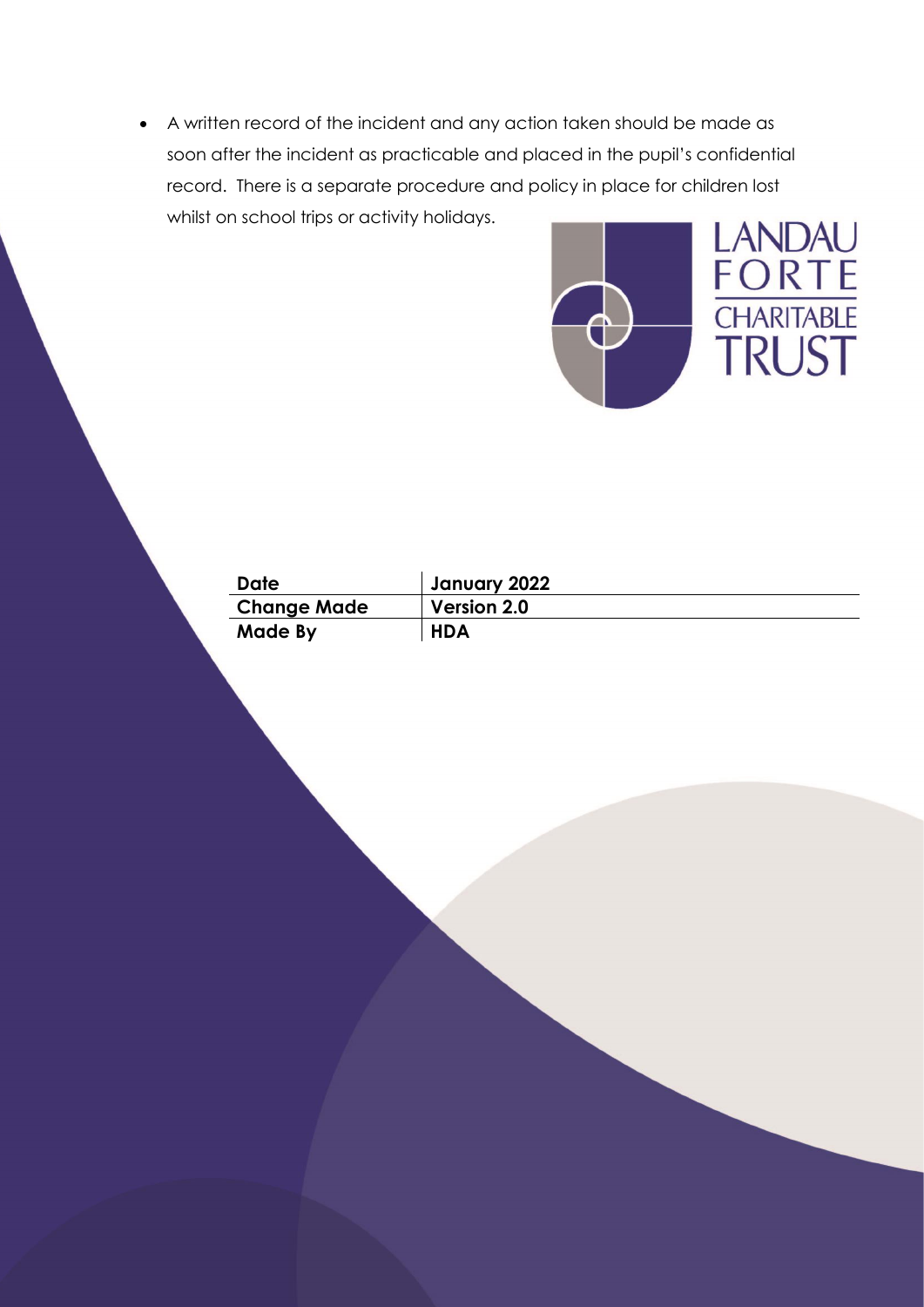- A written record of the incident and any action taken should be made as soon after the incident as practicable and placed in the pupil's confidential record. There is a separate procedure and policy in place for children lost whilst on school trips or activity holidays.

LANDAU FORTE CHARITABLE TRUST

| | |
|---|---|
| **Date** | **January 2022** |
| **Change Made** | **Version 2.0** |
| **Made By** | **HDA** |